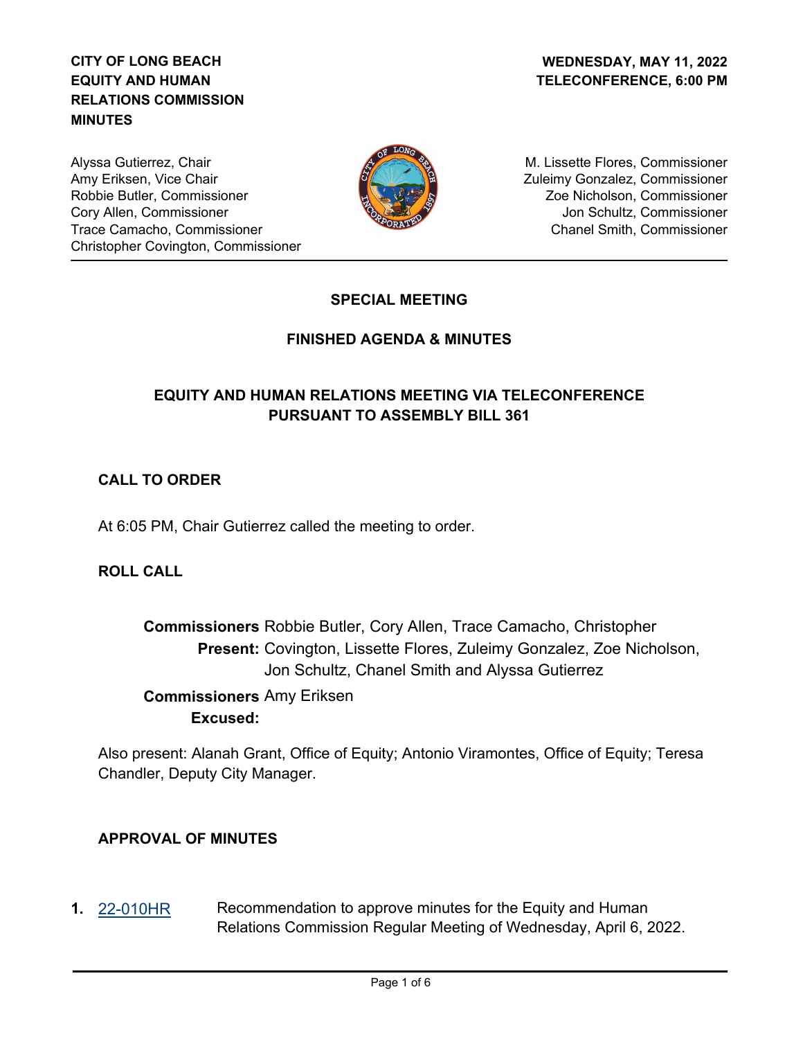**CITY OF LONG BEACH EQUITY AND HUMAN RELATIONS COMMISSION MINUTES**

**WEDNESDAY, MAY 11, 2022**
**TELECONFERENCE, 6:00 PM**

Alyssa Gutierrez, Chair
Amy Eriksen, Vice Chair
Robbie Butler, Commissioner
Cory Allen, Commissioner
Trace Camacho, Commissioner
Christopher Covington, Commissioner
M. Lissette Flores, Commissioner
Zuleimy Gonzalez, Commissioner
Zoe Nicholson, Commissioner
Jon Schultz, Commissioner
Chanel Smith, Commissioner

---

## SPECIAL MEETING

## FINISHED AGENDA & MINUTES

## EQUITY AND HUMAN RELATIONS MEETING VIA TELECONFERENCE PURSUANT TO ASSEMBLY BILL 361

### CALL TO ORDER

At 6:05 PM, Chair Gutierrez called the meeting to order.

### ROLL CALL

**Commissioners Present:** Robbie Butler, Cory Allen, Trace Camacho, Christopher Covington, Lissette Flores, Zuleimy Gonzalez, Zoe Nicholson, Jon Schultz, Chanel Smith and Alyssa Gutierrez

**Commissioners Excused:** Amy Eriksen

Also present: Alanah Grant, Office of Equity; Antonio Viramontes, Office of Equity; Teresa Chandler, Deputy City Manager.

### APPROVAL OF MINUTES

**1.** 22-010HR Recommendation to approve minutes for the Equity and Human Relations Commission Regular Meeting of Wednesday, April 6, 2022.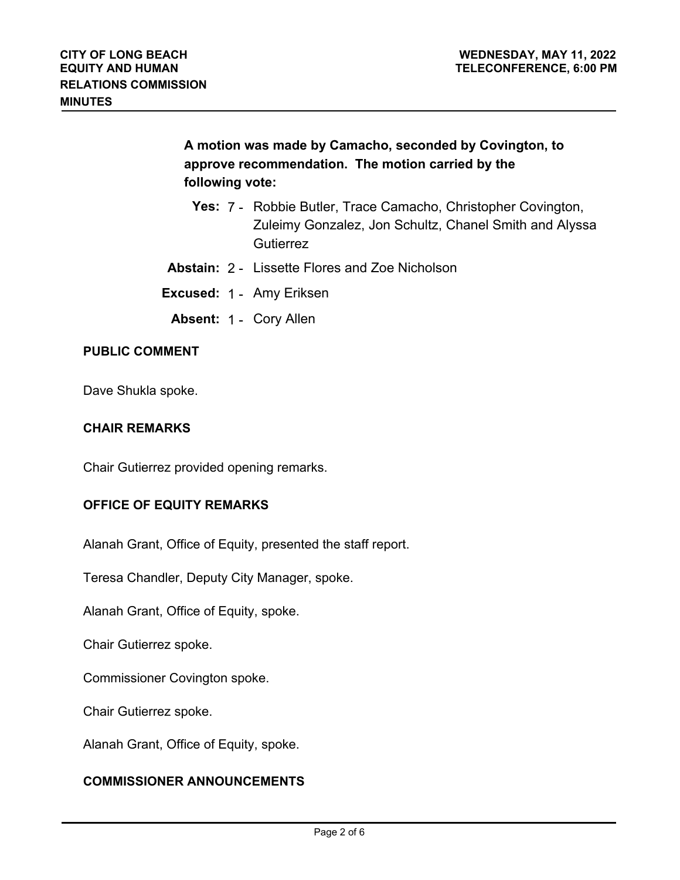**A motion was made by Camacho, seconded by Covington, to approve recommendation. The motion carried by the following vote:**

**Yes:** 7 - Robbie Butler, Trace Camacho, Christopher Covington, Zuleimy Gonzalez, Jon Schultz, Chanel Smith and Alyssa Gutierrez

**Abstain:** 2 - Lissette Flores and Zoe Nicholson

**Excused:** 1 - Amy Eriksen

**Absent:** 1 - Cory Allen

## PUBLIC COMMENT

Dave Shukla spoke.

## CHAIR REMARKS

Chair Gutierrez provided opening remarks.

## OFFICE OF EQUITY REMARKS

Alanah Grant, Office of Equity, presented the staff report.

Teresa Chandler, Deputy City Manager, spoke.

Alanah Grant, Office of Equity, spoke.

Chair Gutierrez spoke.

Commissioner Covington spoke.

Chair Gutierrez spoke.

Alanah Grant, Office of Equity, spoke.

## COMMISSIONER ANNOUNCEMENTS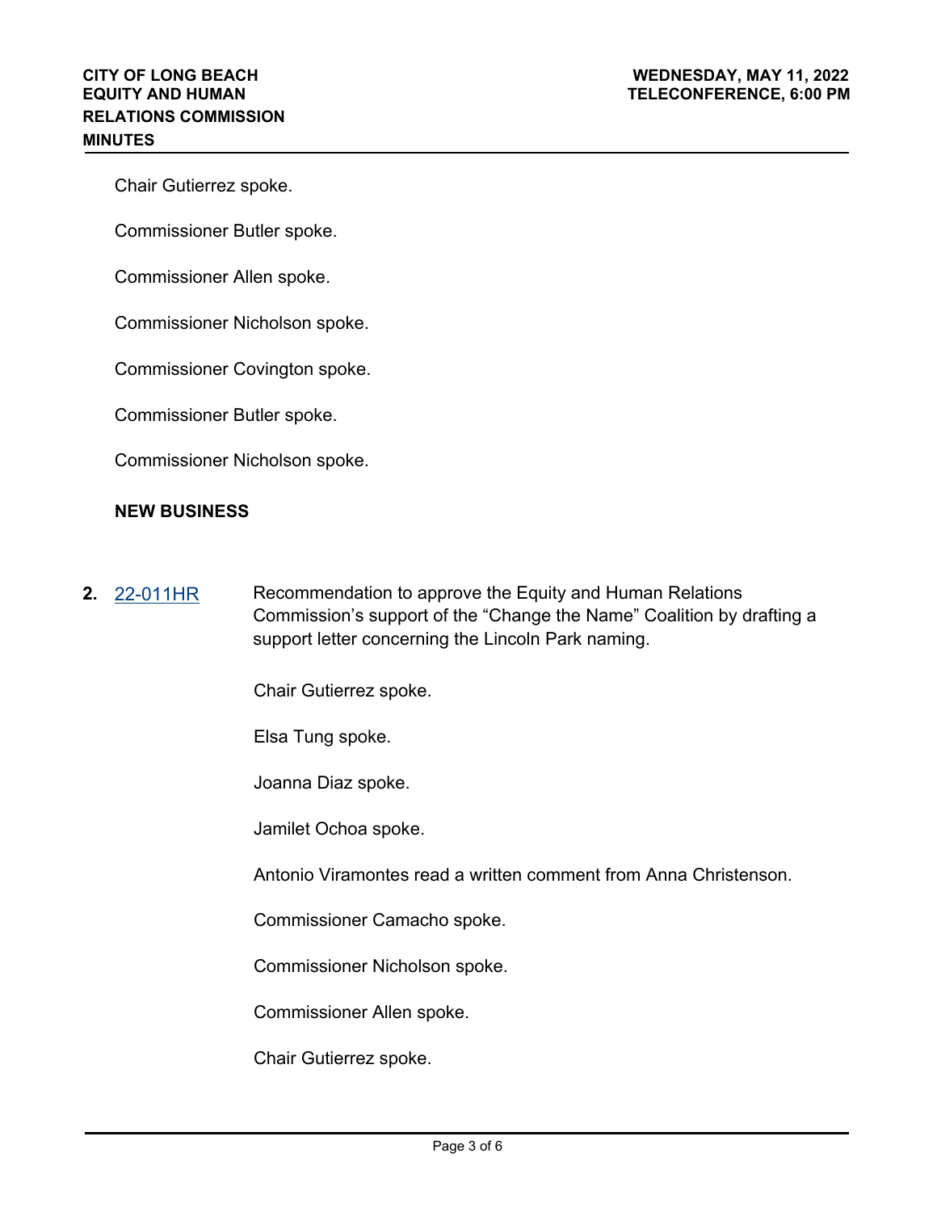Chair Gutierrez spoke.

Commissioner Butler spoke.

Commissioner Allen spoke.

Commissioner Nicholson spoke.

Commissioner Covington spoke.

Commissioner Butler spoke.

Commissioner Nicholson spoke.

**NEW BUSINESS**

**2.** [22-011HR](22-011HR) Recommendation to approve the Equity and Human Relations Commission's support of the "Change the Name" Coalition by drafting a support letter concerning the Lincoln Park naming.

Chair Gutierrez spoke.

Elsa Tung spoke.

Joanna Diaz spoke.

Jamilet Ochoa spoke.

Antonio Viramontes read a written comment from Anna Christenson.

Commissioner Camacho spoke.

Commissioner Nicholson spoke.

Commissioner Allen spoke.

Chair Gutierrez spoke.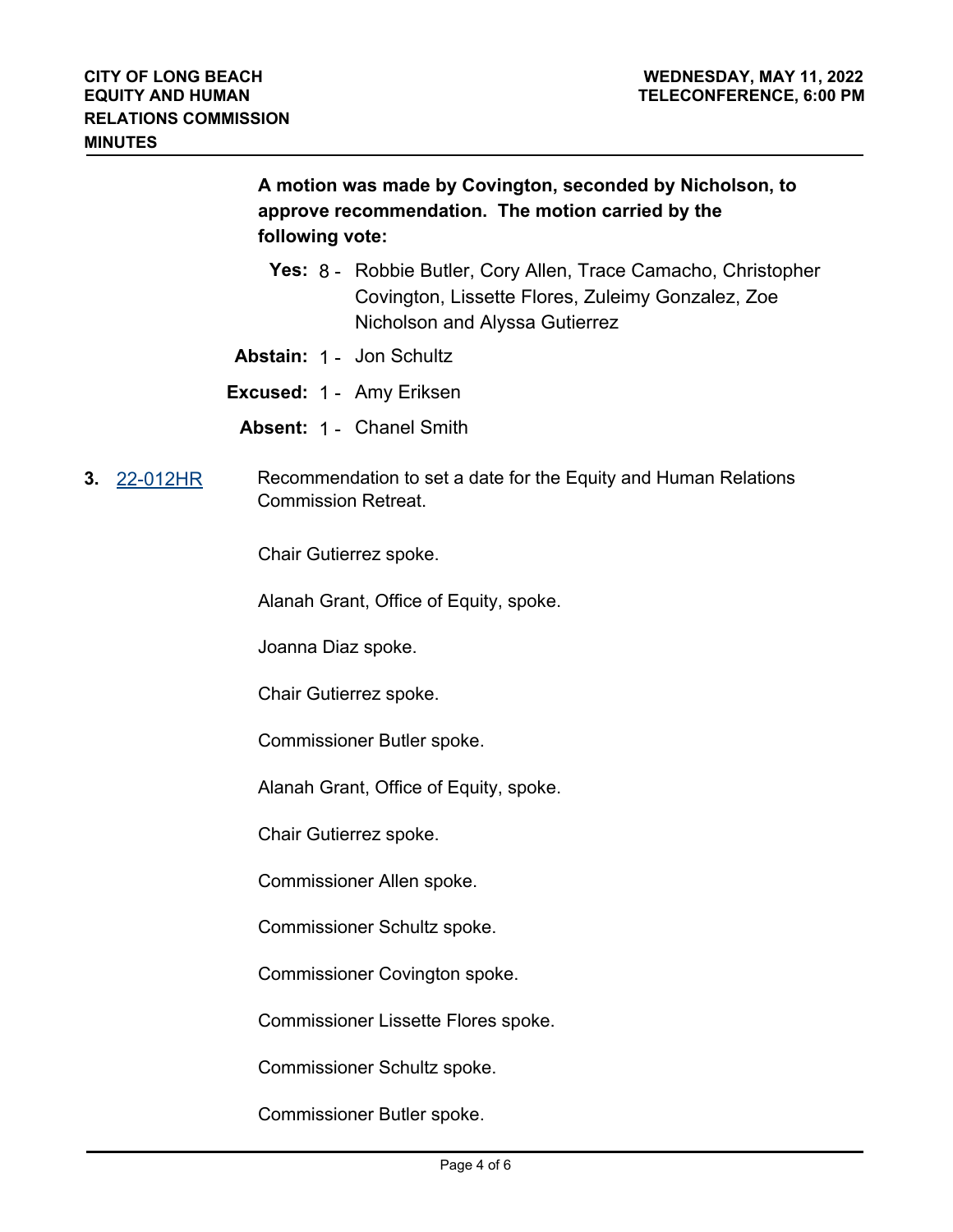**A motion was made by Covington, seconded by Nicholson, to approve recommendation. The motion carried by the following vote:**

**Yes:** 8 - Robbie Butler, Cory Allen, Trace Camacho, Christopher Covington, Lissette Flores, Zuleimy Gonzalez, Zoe Nicholson and Alyssa Gutierrez

**Abstain:** 1 - Jon Schultz

**Excused:** 1 - Amy Eriksen

**Absent:** 1 - Chanel Smith

**3.** 22-012HR Recommendation to set a date for the Equity and Human Relations Commission Retreat.

Chair Gutierrez spoke.

Alanah Grant, Office of Equity, spoke.

Joanna Diaz spoke.

Chair Gutierrez spoke.

Commissioner Butler spoke.

Alanah Grant, Office of Equity, spoke.

Chair Gutierrez spoke.

Commissioner Allen spoke.

Commissioner Schultz spoke.

Commissioner Covington spoke.

Commissioner Lissette Flores spoke.

Commissioner Schultz spoke.

Commissioner Butler spoke.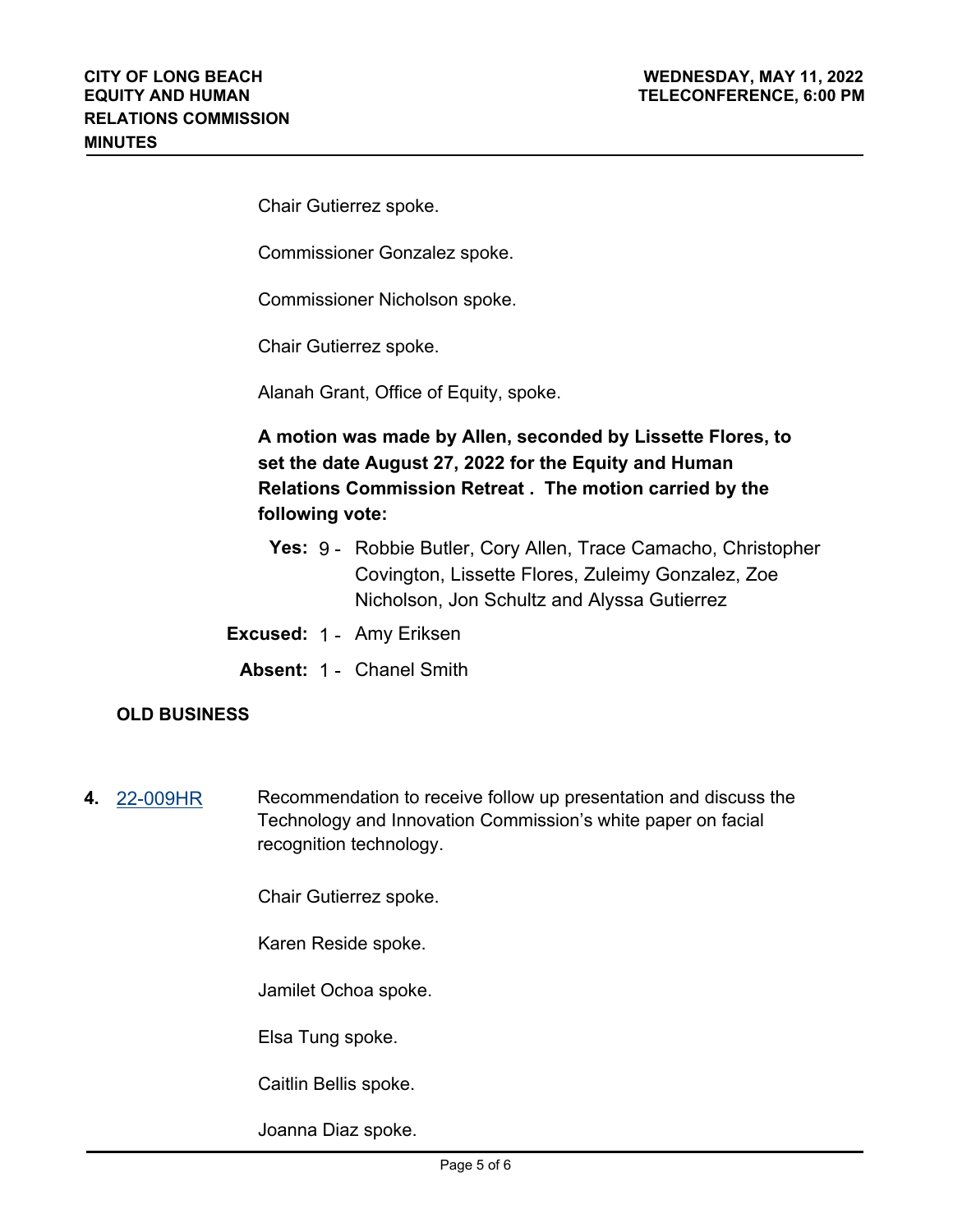Chair Gutierrez spoke.

Commissioner Gonzalez spoke.

Commissioner Nicholson spoke.

Chair Gutierrez spoke.

Alanah Grant, Office of Equity, spoke.

**A motion was made by Allen, seconded by Lissette Flores, to set the date August 27, 2022 for the Equity and Human Relations Commission Retreat . The motion carried by the following vote:**

**Yes:** 9 - Robbie Butler, Cory Allen, Trace Camacho, Christopher Covington, Lissette Flores, Zuleimy Gonzalez, Zoe Nicholson, Jon Schultz and Alyssa Gutierrez

**Excused:** 1 - Amy Eriksen

**Absent:** 1 - Chanel Smith

## OLD BUSINESS

**4.** 22-009HR Recommendation to receive follow up presentation and discuss the Technology and Innovation Commission's white paper on facial recognition technology.

Chair Gutierrez spoke.

Karen Reside spoke.

Jamilet Ochoa spoke.

Elsa Tung spoke.

Caitlin Bellis spoke.

Joanna Diaz spoke.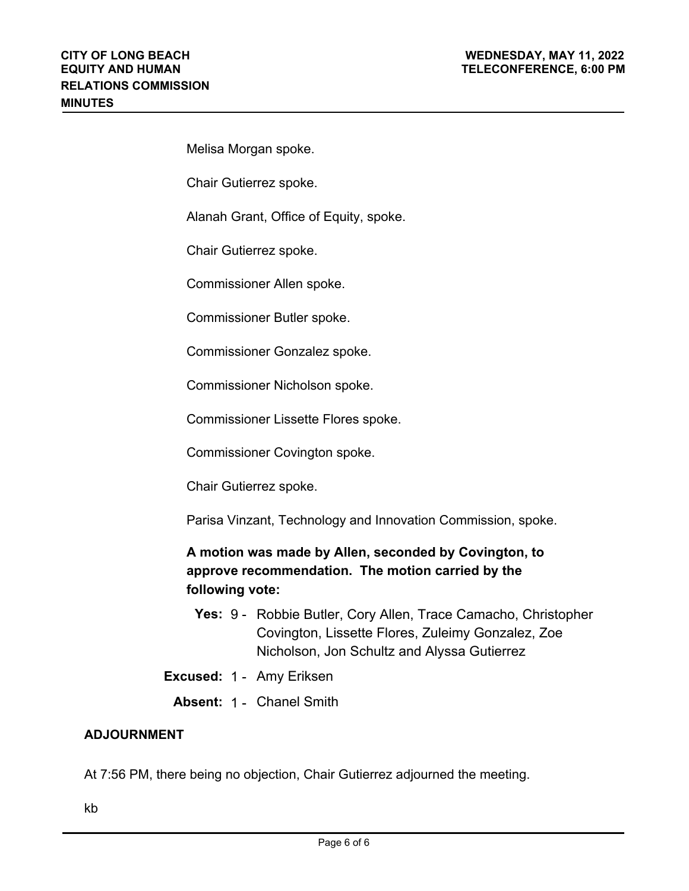Melisa Morgan spoke.

Chair Gutierrez spoke.

Alanah Grant, Office of Equity, spoke.

Chair Gutierrez spoke.

Commissioner Allen spoke.

Commissioner Butler spoke.

Commissioner Gonzalez spoke.

Commissioner Nicholson spoke.

Commissioner Lissette Flores spoke.

Commissioner Covington spoke.

Chair Gutierrez spoke.

Parisa Vinzant, Technology and Innovation Commission, spoke.

**A motion was made by Allen, seconded by Covington, to approve recommendation. The motion carried by the following vote:**

**Yes:** 9 - Robbie Butler, Cory Allen, Trace Camacho, Christopher Covington, Lissette Flores, Zuleimy Gonzalez, Zoe Nicholson, Jon Schultz and Alyssa Gutierrez

**Excused:** 1 - Amy Eriksen

**Absent:** 1 - Chanel Smith

## ADJOURNMENT

At 7:56 PM, there being no objection, Chair Gutierrez adjourned the meeting.

kb